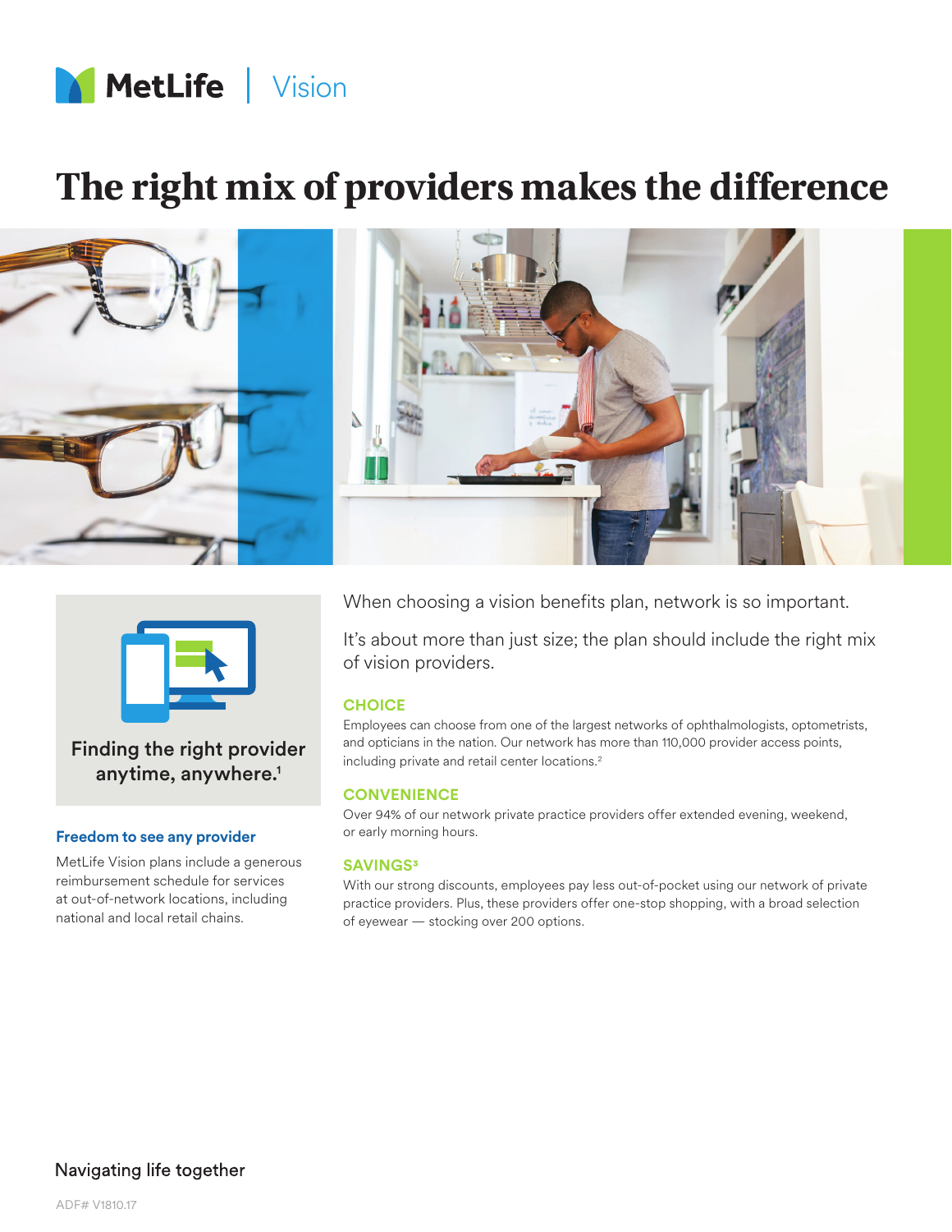MetLife | Vision

# The right mix of providers makes the difference

Finding the right provider anytime, anywhere.[1]

### Freedom to see any provider

MetLife Vision plans include a generous reimbursement schedule for services at out-of-network locations, including national and local retail chains.

When choosing a vision benefits plan, network is so important.

It's about more than just size; the plan should include the right mix of vision providers.

### CHOICE

Employees can choose from one of the largest networks of ophthalmologists, optometrists, and opticians in the nation. Our network has more than 110,000 provider access points, including private and retail center locations.[2]

### CONVENIENCE

Over 94% of our network private practice providers offer extended evening, weekend, or early morning hours.

### SAVINGS[3]

With our strong discounts, employees pay less out-of-pocket using our network of private practice providers. Plus, these providers offer one-stop shopping, with a broad selection of eyewear — stocking over 200 options.

Navigating life together

ADF# V1810.17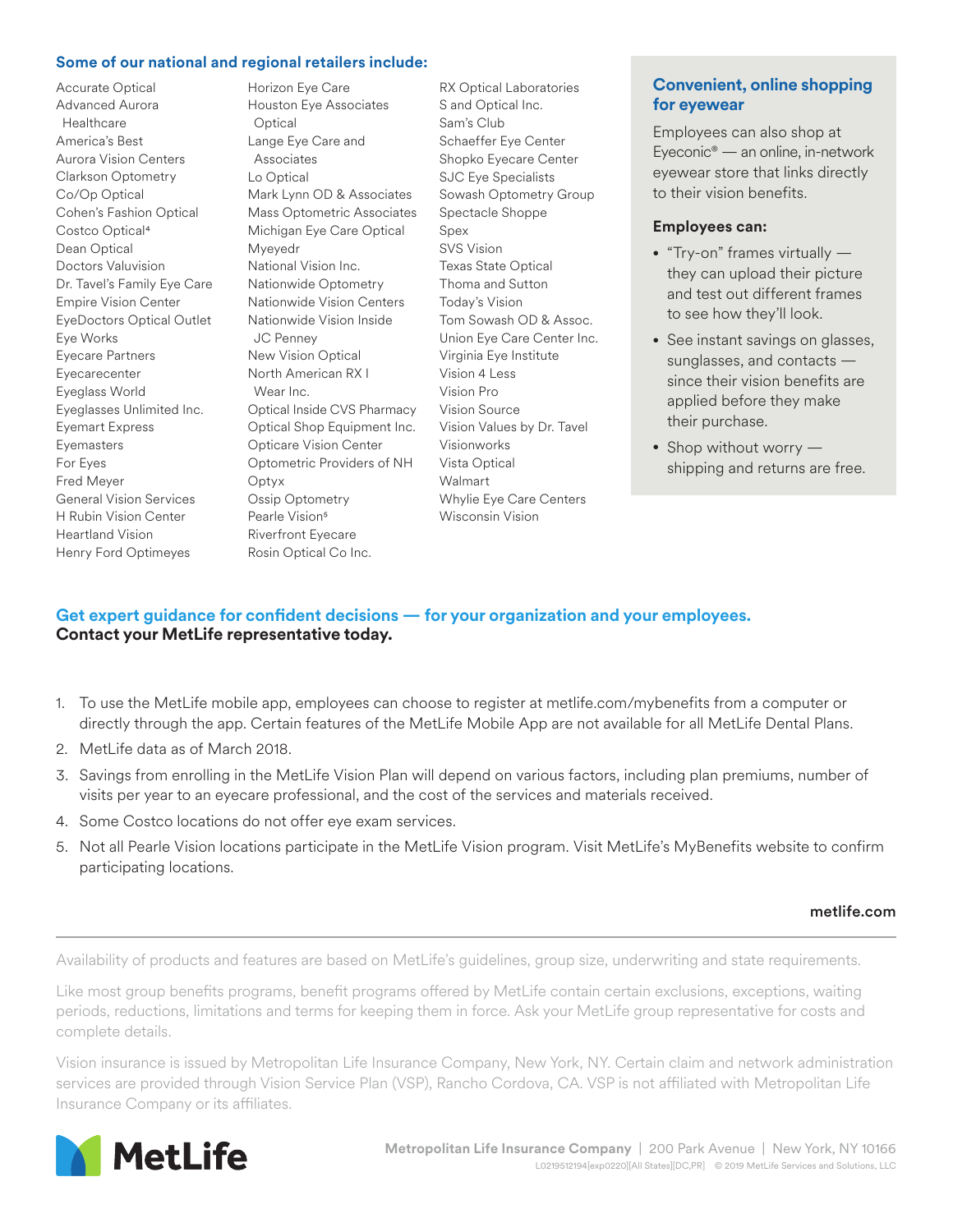## Some of our national and regional retailers include:

Accurate Optical
Advanced Aurora Healthcare
America's Best
Aurora Vision Centers
Clarkson Optometry
Co/Op Optical
Cohen's Fashion Optical
Costco Optical[4]
Dean Optical
Doctors Valuvision
Dr. Tavel's Family Eye Care
Empire Vision Center
EyeDoctors Optical Outlet
Eye Works
Eyecare Partners
Eyecarecenter
Eyeglass World
Eyeglasses Unlimited Inc.
Eyemart Express
Eyemasters
For Eyes
Fred Meyer
General Vision Services
H Rubin Vision Center
Heartland Vision
Henry Ford Optimeyes
Horizon Eye Care
Houston Eye Associates Optical
Lange Eye Care and Associates
Lo Optical
Mark Lynn OD & Associates
Mass Optometric Associates
Michigan Eye Care Optical
Myeyedr
National Vision Inc.
Nationwide Optometry
Nationwide Vision Centers
Nationwide Vision Inside JC Penney
New Vision Optical
North American RX I Wear Inc.
Optical Inside CVS Pharmacy
Optical Shop Equipment Inc.
Opticare Vision Center
Optometric Providers of NH
Optyx
Ossip Optometry
Pearle Vision[5]
Riverfront Eyecare
Rosin Optical Co Inc.
RX Optical Laboratories
S and Optical Inc.
Sam's Club
Schaeffer Eye Center
Shopko Eyecare Center
SJC Eye Specialists
Sowash Optometry Group
Spectacle Shoppe
Spex
SVS Vision
Texas State Optical
Thoma and Sutton
Today's Vision
Tom Sowash OD & Assoc.
Union Eye Care Center Inc.
Virginia Eye Institute
Vision 4 Less
Vision Pro
Vision Source
Vision Values by Dr. Tavel
Visionworks
Vista Optical
Walmart
Whylie Eye Care Centers
Wisconsin Vision

## Convenient, online shopping for eyewear

Employees can also shop at Eyeconic® — an online, in-network eyewear store that links directly to their vision benefits.

**Employees can:**

- "Try-on" frames virtually — they can upload their picture and test out different frames to see how they'll look.
- See instant savings on glasses, sunglasses, and contacts — since their vision benefits are applied before they make their purchase.
- Shop without worry — shipping and returns are free.

**Get expert guidance for confident decisions — for your organization and your employees.**
**Contact your MetLife representative today.**

1. To use the MetLife mobile app, employees can choose to register at metlife.com/mybenefits from a computer or directly through the app. Certain features of the MetLife Mobile App are not available for all MetLife Dental Plans.
2. MetLife data as of March 2018.
3. Savings from enrolling in the MetLife Vision Plan will depend on various factors, including plan premiums, number of visits per year to an eyecare professional, and the cost of the services and materials received.
4. Some Costco locations do not offer eye exam services.
5. Not all Pearle Vision locations participate in the MetLife Vision program. Visit MetLife's MyBenefits website to confirm participating locations.

**metlife.com**

Availability of products and features are based on MetLife's guidelines, group size, underwriting and state requirements.

Like most group benefits programs, benefit programs offered by MetLife contain certain exclusions, exceptions, waiting periods, reductions, limitations and terms for keeping them in force. Ask your MetLife group representative for costs and complete details.

Vision insurance is issued by Metropolitan Life Insurance Company, New York, NY. Certain claim and network administration services are provided through Vision Service Plan (VSP), Rancho Cordova, CA. VSP is not affiliated with Metropolitan Life Insurance Company or its affiliates.

MetLife

**Metropolitan Life Insurance Company** | 200 Park Avenue | New York, NY 10166
L0219512194[exp0220][All States][DC,PR] © 2019 MetLife Services and Solutions, LLC